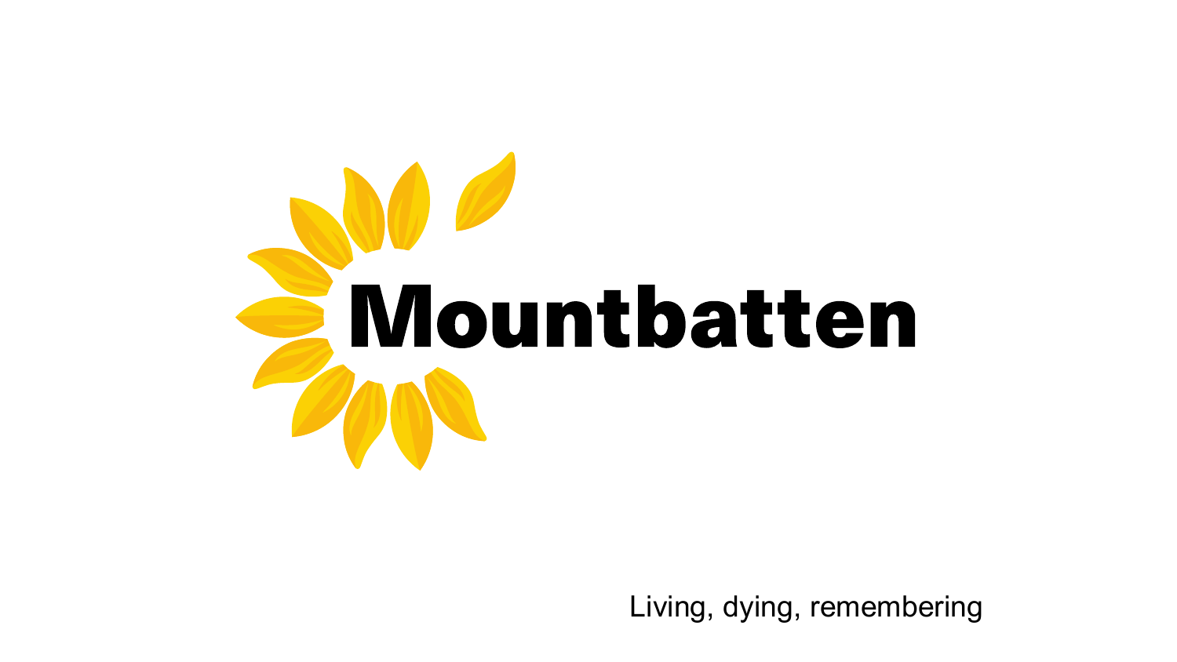# Mountbatten

Living, dying, remembering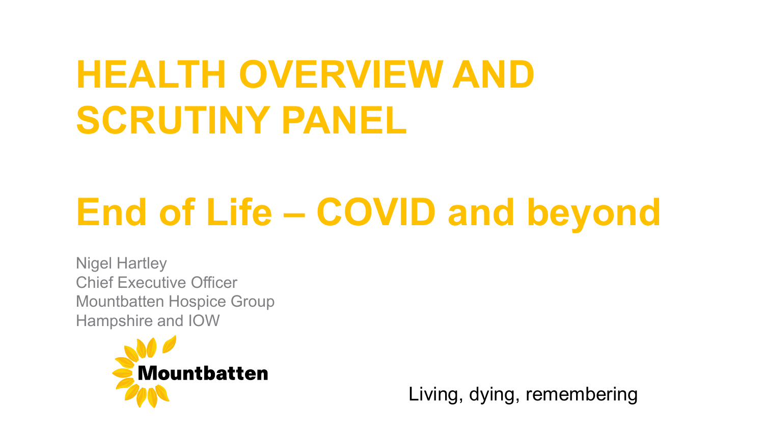# HEALTH OVERVIEW AND SCRUTINY PANEL

# End of Life – COVID and beyond

Nigel Hartley
Chief Executive Officer
Mountbatten Hospice Group
Hampshire and IOW

Mountbatten

Living, dying, remembering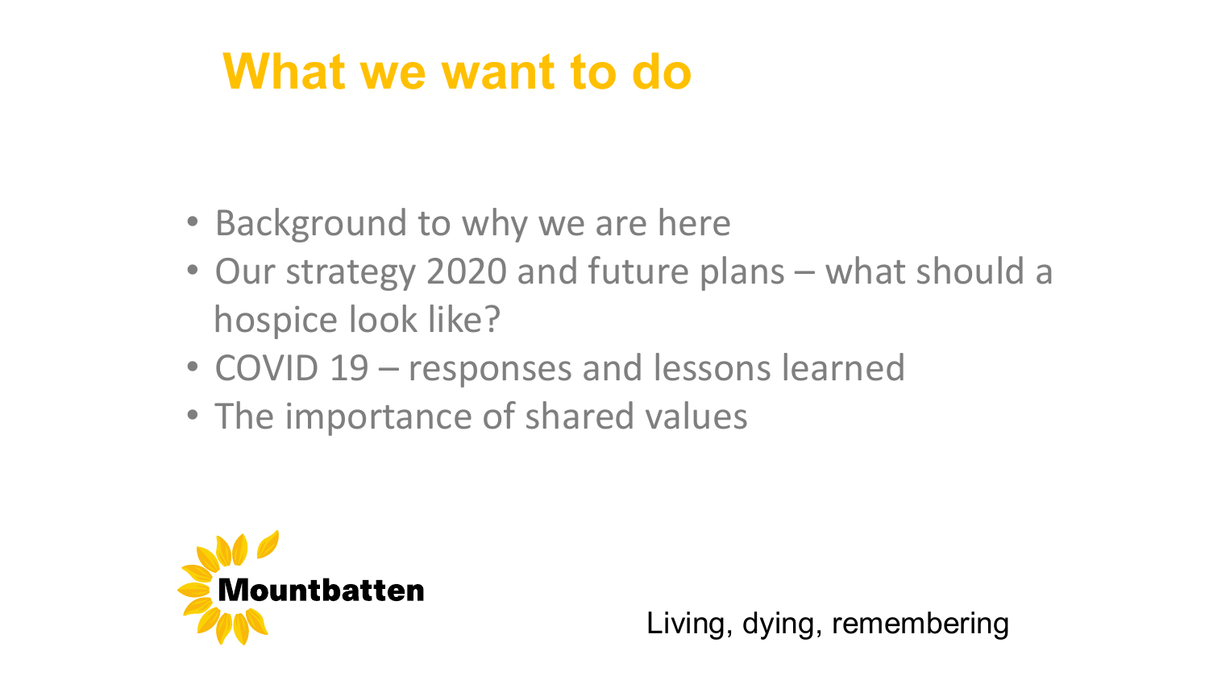# What we want to do

- Background to why we are here
- Our strategy 2020 and future plans – what should a hospice look like?
- COVID 19 – responses and lessons learned
- The importance of shared values

Mountbatten

Living, dying, remembering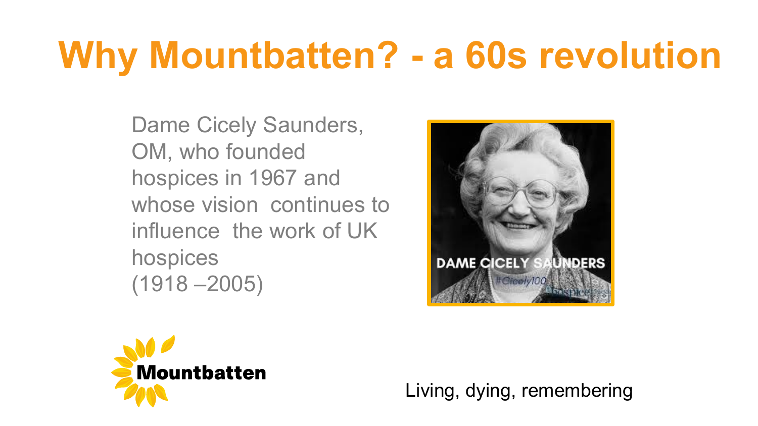# Why Mountbatten? - a 60s revolution

Dame Cicely Saunders, OM, who founded hospices in 1967 and whose vision continues to influence the work of UK hospices (1918 –2005)

Living, dying, remembering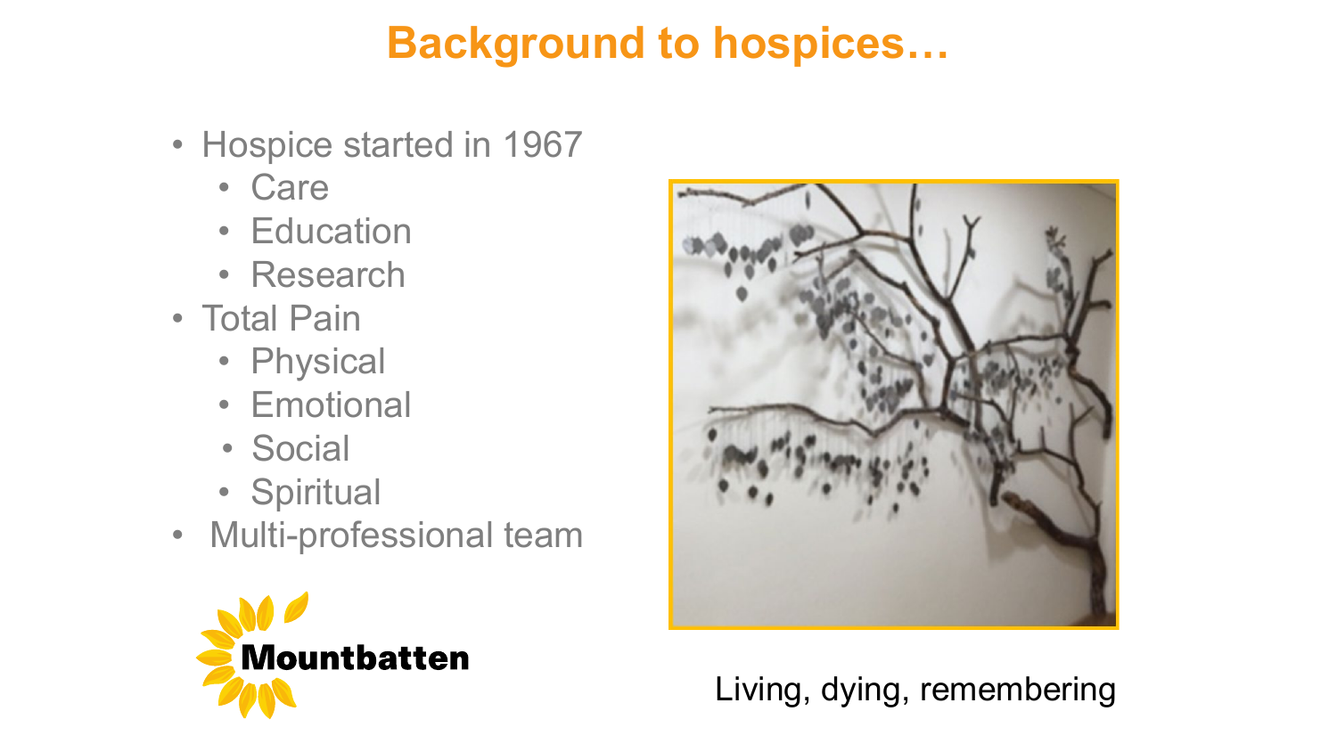# Background to hospices…

- Hospice started in 1967
  - Care
  - Education
  - Research
- Total Pain
  - Physical
  - Emotional
  - Social
  - Spiritual
- Multi-professional team

Mountbatten

Living, dying, remembering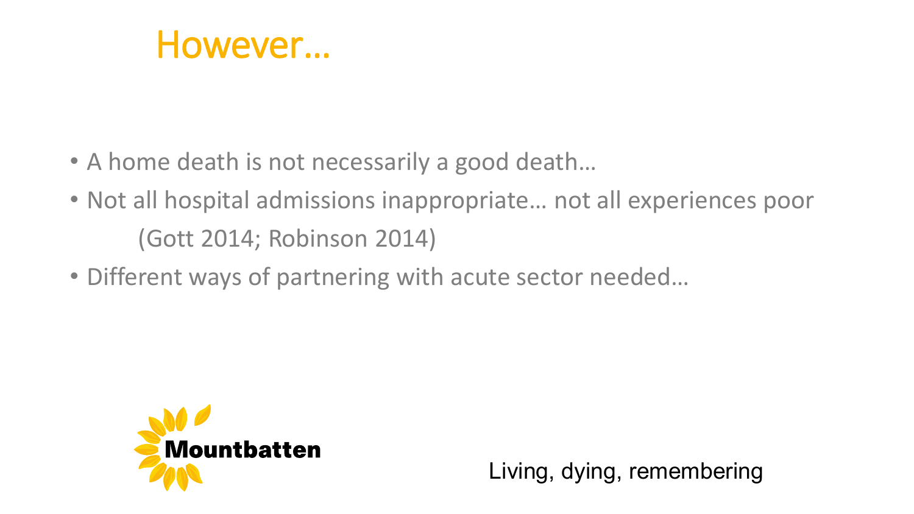# However…

- A home death is not necessarily a good death…
- Not all hospital admissions inappropriate… not all experiences poor (Gott 2014; Robinson 2014)
- Different ways of partnering with acute sector needed…

Mountbatten

Living, dying, remembering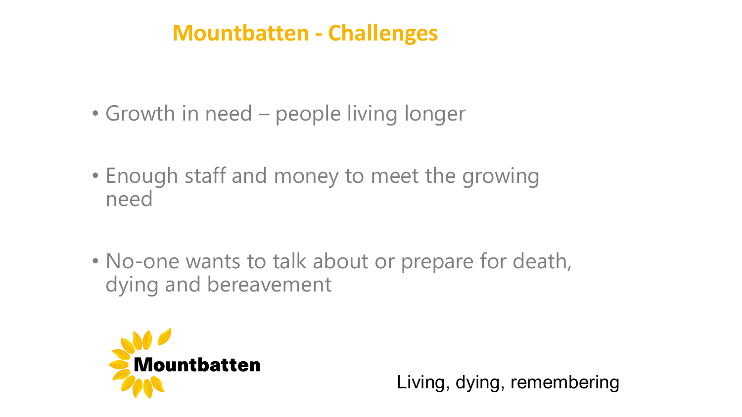# Mountbatten - Challenges

- Growth in need – people living longer
- Enough staff and money to meet the growing need
- No-one wants to talk about or prepare for death, dying and bereavement

Mountbatten

Living, dying, remembering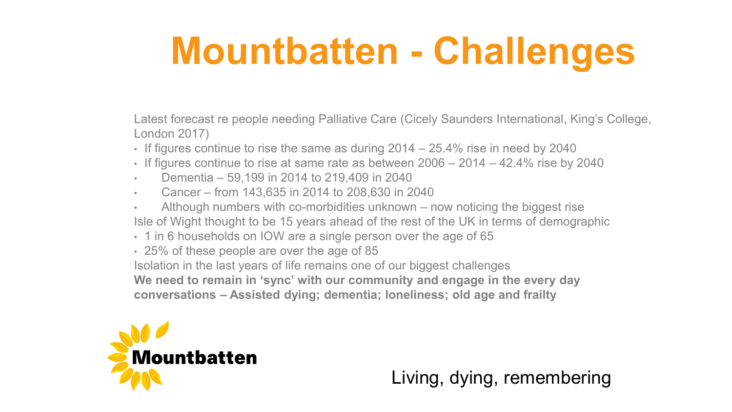# Mountbatten - Challenges

Latest forecast re people needing Palliative Care (Cicely Saunders International, King's College, London 2017)

- If figures continue to rise the same as during 2014 – 25.4% rise in need by 2040
- If figures continue to rise at same rate as between 2006 – 2014 – 42.4% rise by 2040
- Dementia – 59,199 in 2014 to 219,409 in 2040
- Cancer – from 143,635 in 2014 to 208,630 in 2040
- Although numbers with co-morbidities unknown – now noticing the biggest rise

Isle of Wight thought to be 15 years ahead of the rest of the UK in terms of demographic

- 1 in 6 households on IOW are a single person over the age of 65
- 25% of these people are over the age of 85

Isolation in the last years of life remains one of our biggest challenges

**We need to remain in 'sync' with our community and engage in the every day conversations – Assisted dying; dementia; loneliness; old age and frailty**

Mountbatten

Living, dying, remembering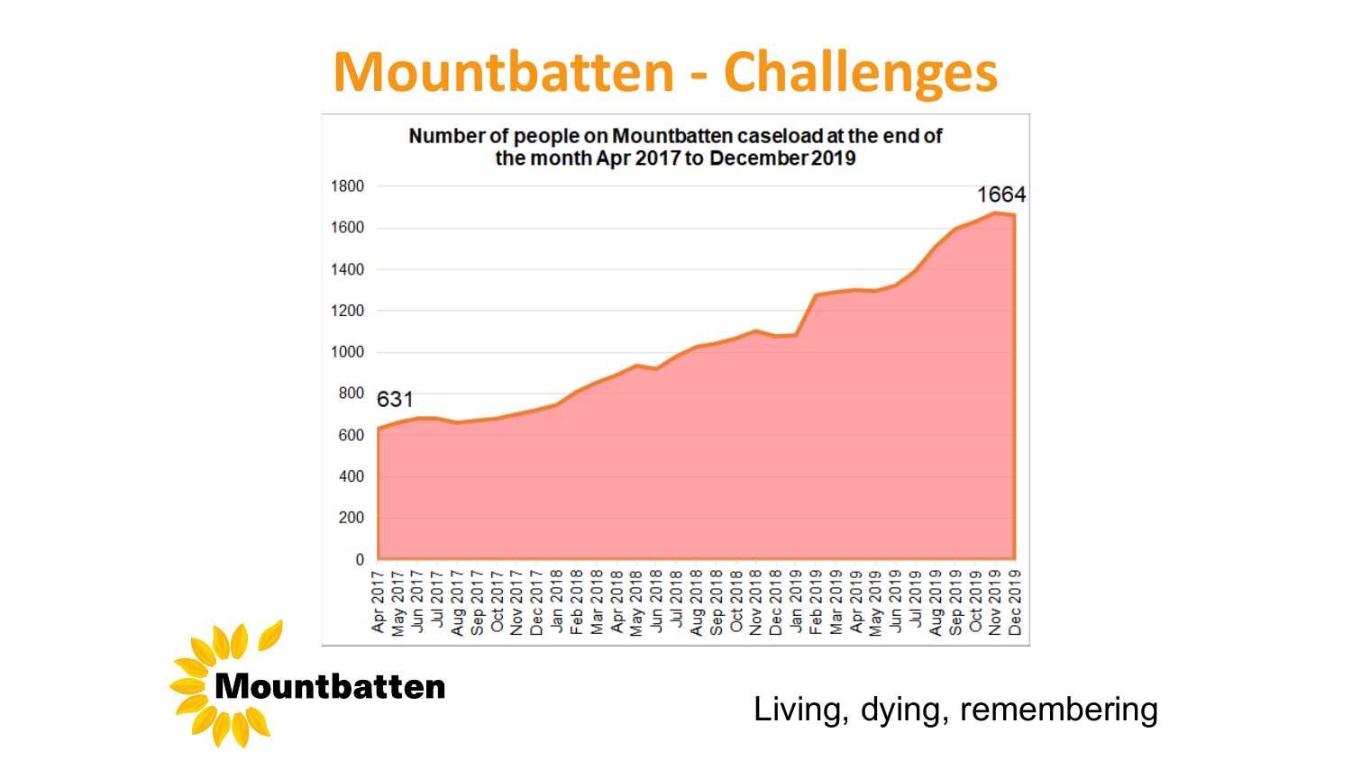# Mountbatten - Challenges

**Number of people on Mountbatten caseload at the end of the month Apr 2017 to December 2019**

631

1664

Mountbatten

Living, dying, remembering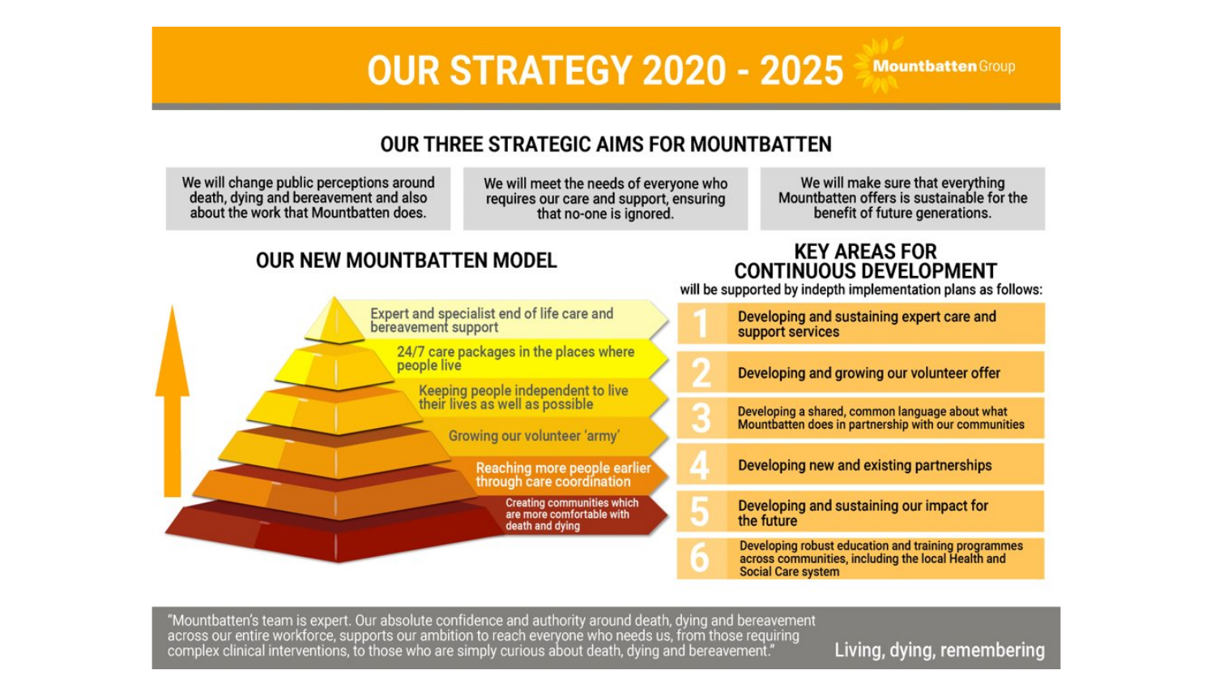# OUR STRATEGY 2020 - 2025

Mountbatten Group

## OUR THREE STRATEGIC AIMS FOR MOUNTBATTEN

- We will change public perceptions around death, dying and bereavement and also about the work that Mountbatten does.
- We will meet the needs of everyone who requires our care and support, ensuring that no-one is ignored.
- We will make sure that everything Mountbatten offers is sustainable for the benefit of future generations.

## OUR NEW MOUNTBATTEN MODEL

- Expert and specialist end of life care and bereavement support
- 24/7 care packages in the places where people live
- Keeping people independent to live their lives as well as possible
- Growing our volunteer 'army'
- Reaching more people earlier through care coordination
- Creating communities which are more comfortable with death and dying

## KEY AREAS FOR CONTINUOUS DEVELOPMENT

will be supported by indepth implementation plans as follows:

1. Developing and sustaining expert care and support services
2. Developing and growing our volunteer offer
3. Developing a shared, common language about what Mountbatten does in partnership with our communities
4. Developing new and existing partnerships
5. Developing and sustaining our impact for the future
6. Developing robust education and training programmes across communities, including the local Health and Social Care system

"Mountbatten's team is expert. Our absolute confidence and authority around death, dying and bereavement across our entire workforce, supports our ambition to reach everyone who needs us, from those requiring complex clinical interventions, to those who are simply curious about death, dying and bereavement."

Living, dying, remembering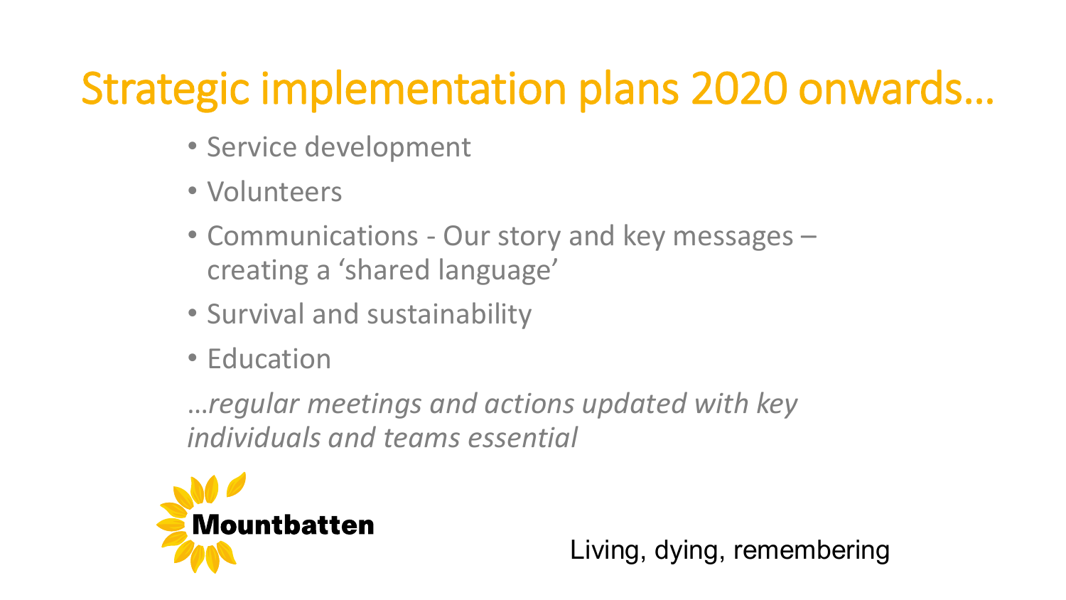# Strategic implementation plans 2020 onwards…

- Service development
- Volunteers
- Communications - Our story and key messages – creating a 'shared language'
- Survival and sustainability
- Education

…*regular meetings and actions updated with key individuals and teams essential*

Mountbatten

Living, dying, remembering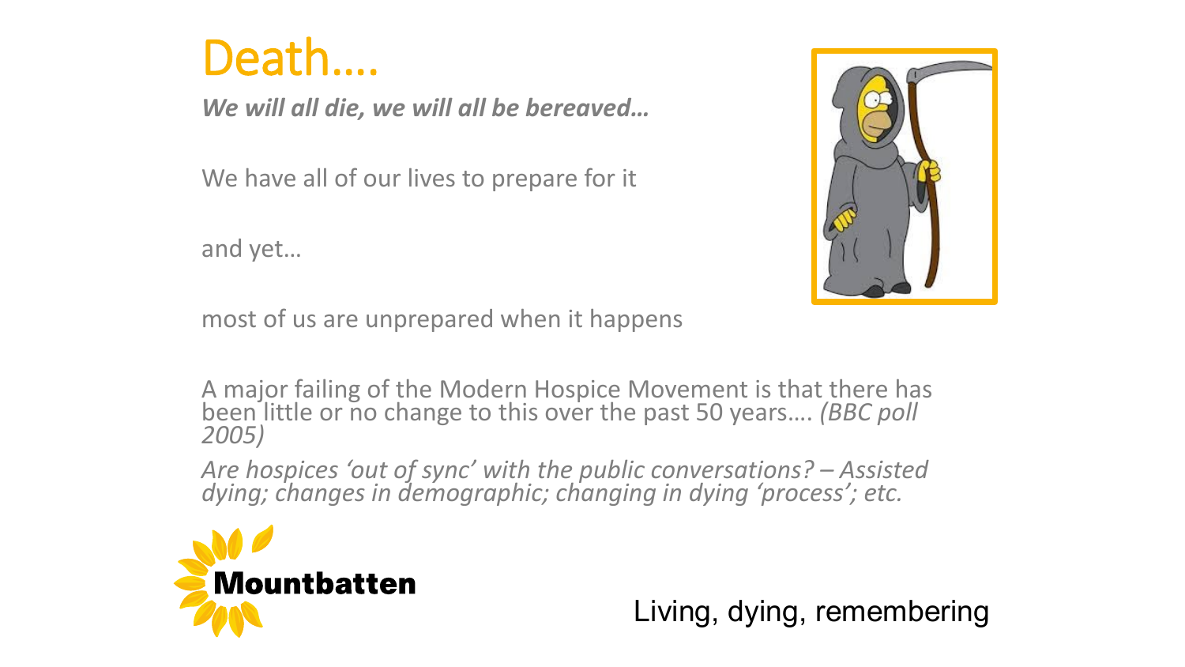# Death….

***We will all die, we will all be bereaved…***

We have all of our lives to prepare for it

and yet…

most of us are unprepared when it happens

A major failing of the Modern Hospice Movement is that there has been little or no change to this over the past 50 years…. *(BBC poll 2005)*

*Are hospices 'out of sync' with the public conversations? – Assisted dying; changes in demographic; changing in dying 'process'; etc.*

Mountbatten

Living, dying, remembering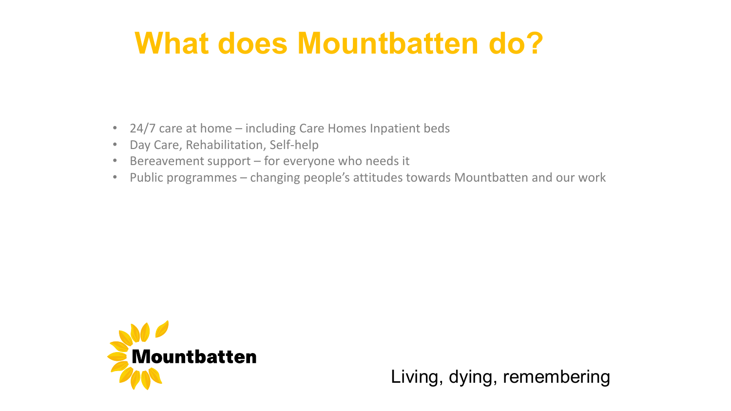# What does Mountbatten do?

- 24/7 care at home – including Care Homes Inpatient beds
- Day Care, Rehabilitation, Self-help
- Bereavement support – for everyone who needs it
- Public programmes – changing people's attitudes towards Mountbatten and our work

Mountbatten

Living, dying, remembering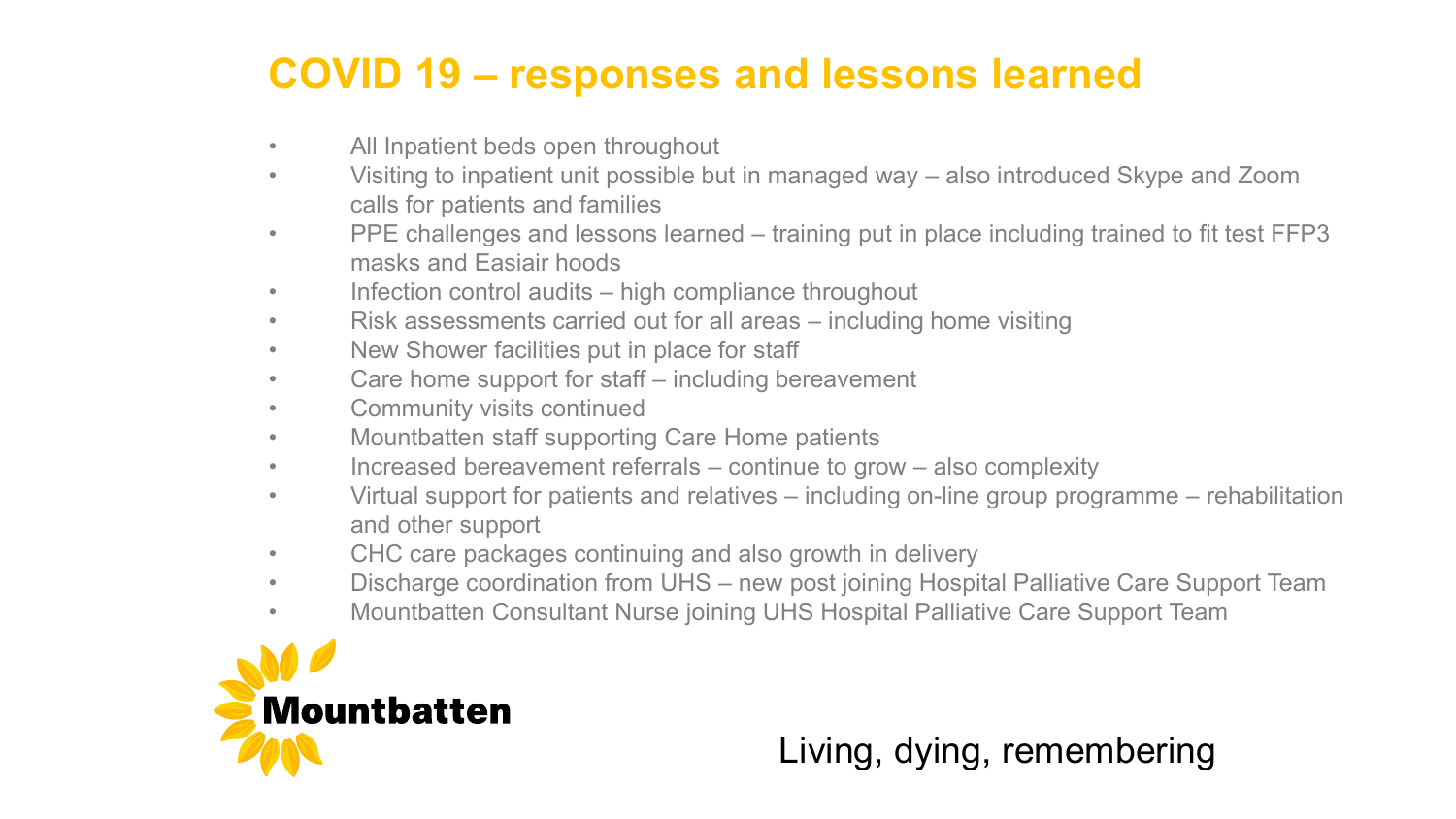# COVID 19 – responses and lessons learned

- All Inpatient beds open throughout
- Visiting to inpatient unit possible but in managed way – also introduced Skype and Zoom calls for patients and families
- PPE challenges and lessons learned – training put in place including trained to fit test FFP3 masks and Easiair hoods
- Infection control audits – high compliance throughout
- Risk assessments carried out for all areas – including home visiting
- New Shower facilities put in place for staff
- Care home support for staff – including bereavement
- Community visits continued
- Mountbatten staff supporting Care Home patients
- Increased bereavement referrals – continue to grow – also complexity
- Virtual support for patients and relatives – including on-line group programme – rehabilitation and other support
- CHC care packages continuing and also growth in delivery
- Discharge coordination from UHS – new post joining Hospital Palliative Care Support Team
- Mountbatten Consultant Nurse joining UHS Hospital Palliative Care Support Team

Mountbatten

Living, dying, remembering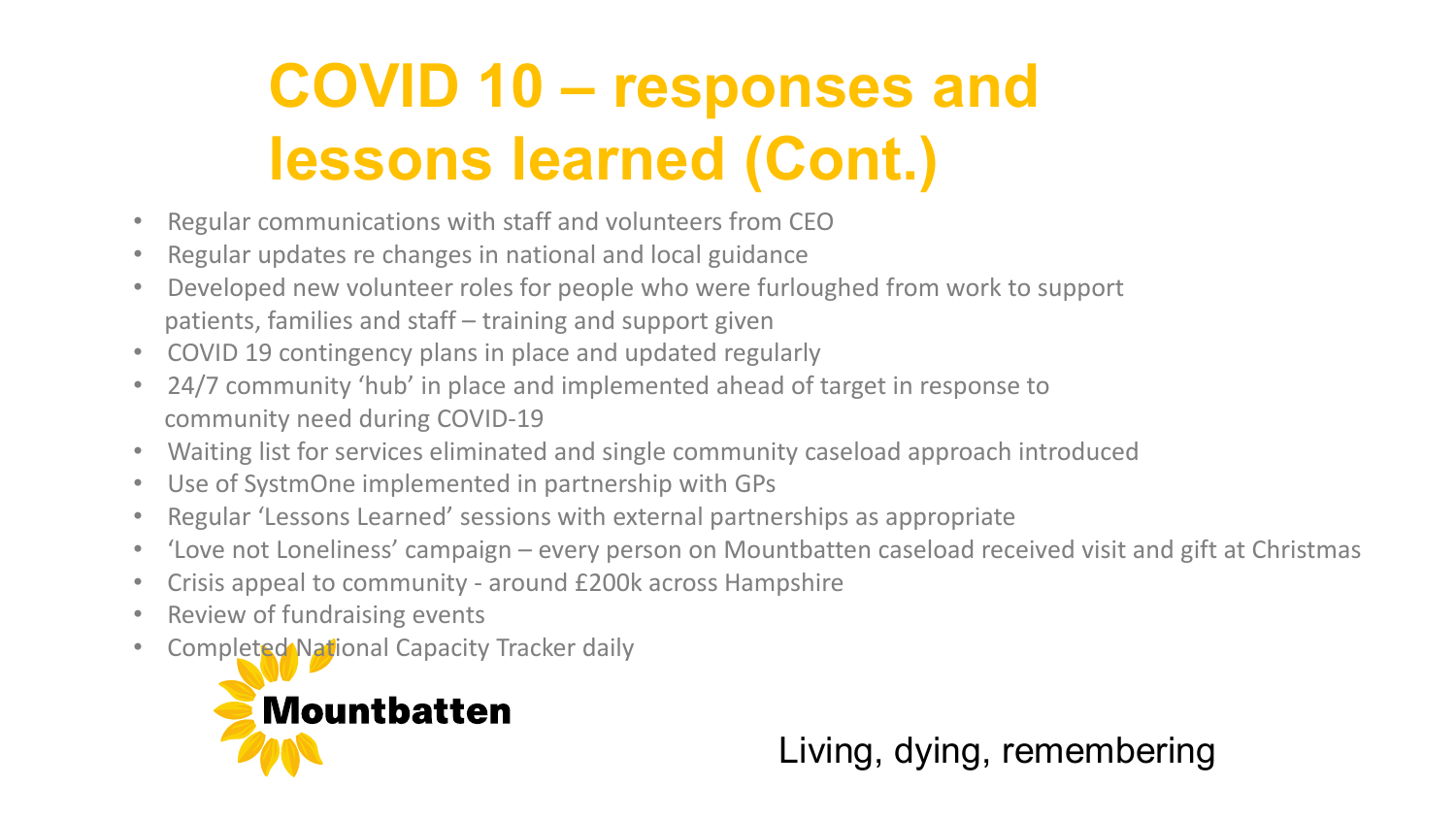# COVID 10 – responses and lessons learned (Cont.)

- Regular communications with staff and volunteers from CEO
- Regular updates re changes in national and local guidance
- Developed new volunteer roles for people who were furloughed from work to support patients, families and staff – training and support given
- COVID 19 contingency plans in place and updated regularly
- 24/7 community 'hub' in place and implemented ahead of target in response to community need during COVID-19
- Waiting list for services eliminated and single community caseload approach introduced
- Use of SystmOne implemented in partnership with GPs
- Regular 'Lessons Learned' sessions with external partnerships as appropriate
- 'Love not Loneliness' campaign – every person on Mountbatten caseload received visit and gift at Christmas
- Crisis appeal to community - around £200k across Hampshire
- Review of fundraising events
- Completed National Capacity Tracker daily

Mountbatten

Living, dying, remembering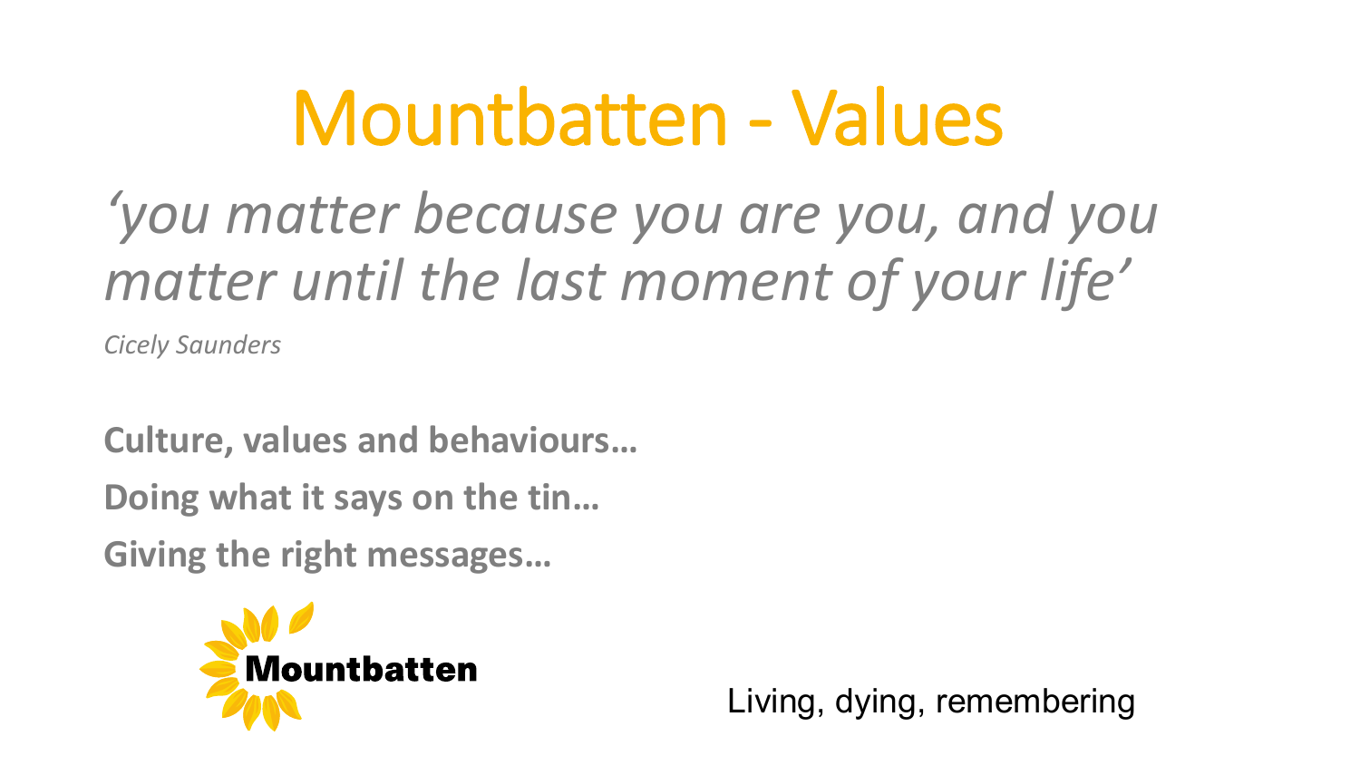# Mountbatten - Values

*'you matter because you are you, and you matter until the last moment of your life'*

*Cicely Saunders*

**Culture, values and behaviours…**

**Doing what it says on the tin…**

**Giving the right messages…**

Mountbatten

Living, dying, remembering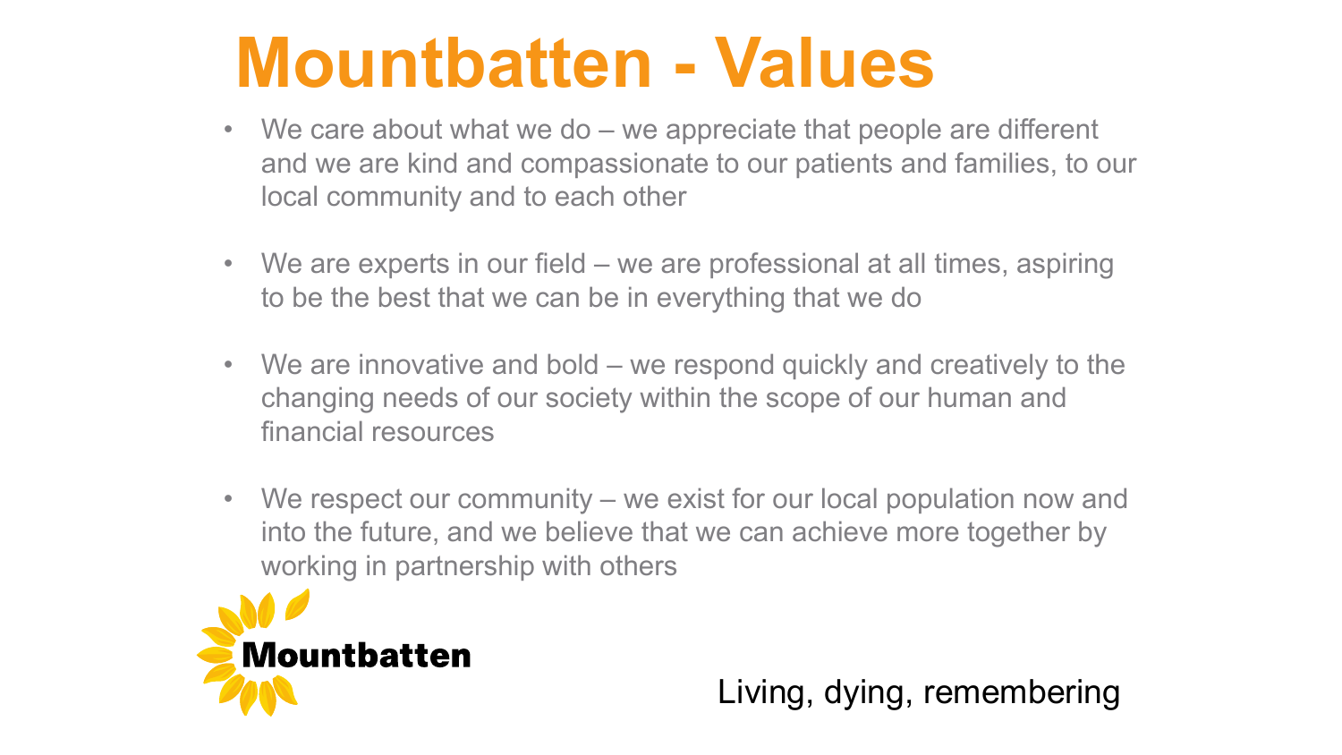# Mountbatten - Values

- We care about what we do – we appreciate that people are different and we are kind and compassionate to our patients and families, to our local community and to each other

- We are experts in our field – we are professional at all times, aspiring to be the best that we can be in everything that we do

- We are innovative and bold – we respond quickly and creatively to the changing needs of our society within the scope of our human and financial resources

- We respect our community – we exist for our local population now and into the future, and we believe that we can achieve more together by working in partnership with others

Mountbatten

Living, dying, remembering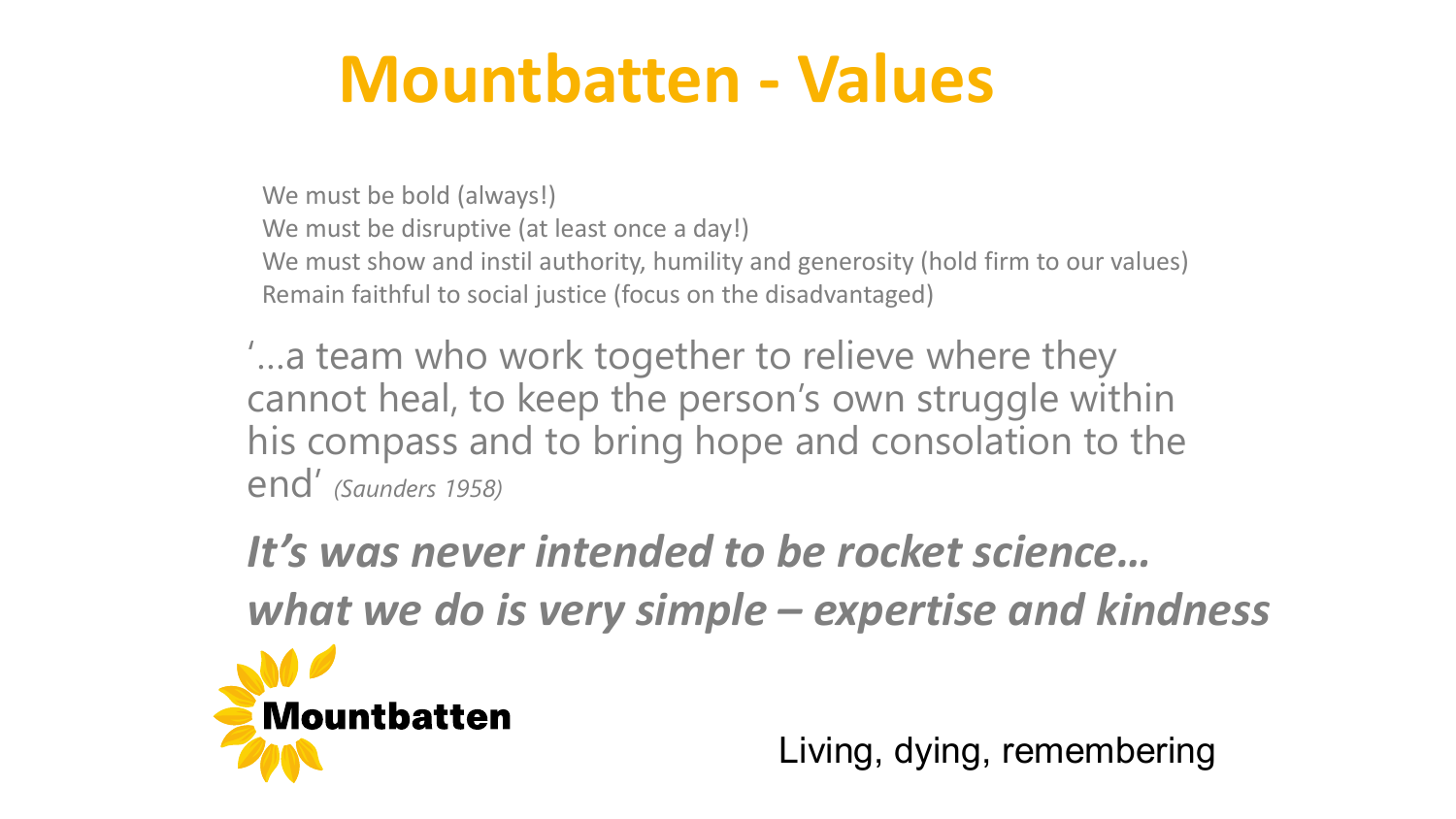# Mountbatten - Values

We must be bold (always!)
We must be disruptive (at least once a day!)
We must show and instil authority, humility and generosity (hold firm to our values)
Remain faithful to social justice (focus on the disadvantaged)

'…a team who work together to relieve where they cannot heal, to keep the person's own struggle within his compass and to bring hope and consolation to the end' *(Saunders 1958)*

***It's was never intended to be rocket science… what we do is very simple – expertise and kindness***

**Mountbatten**

Living, dying, remembering